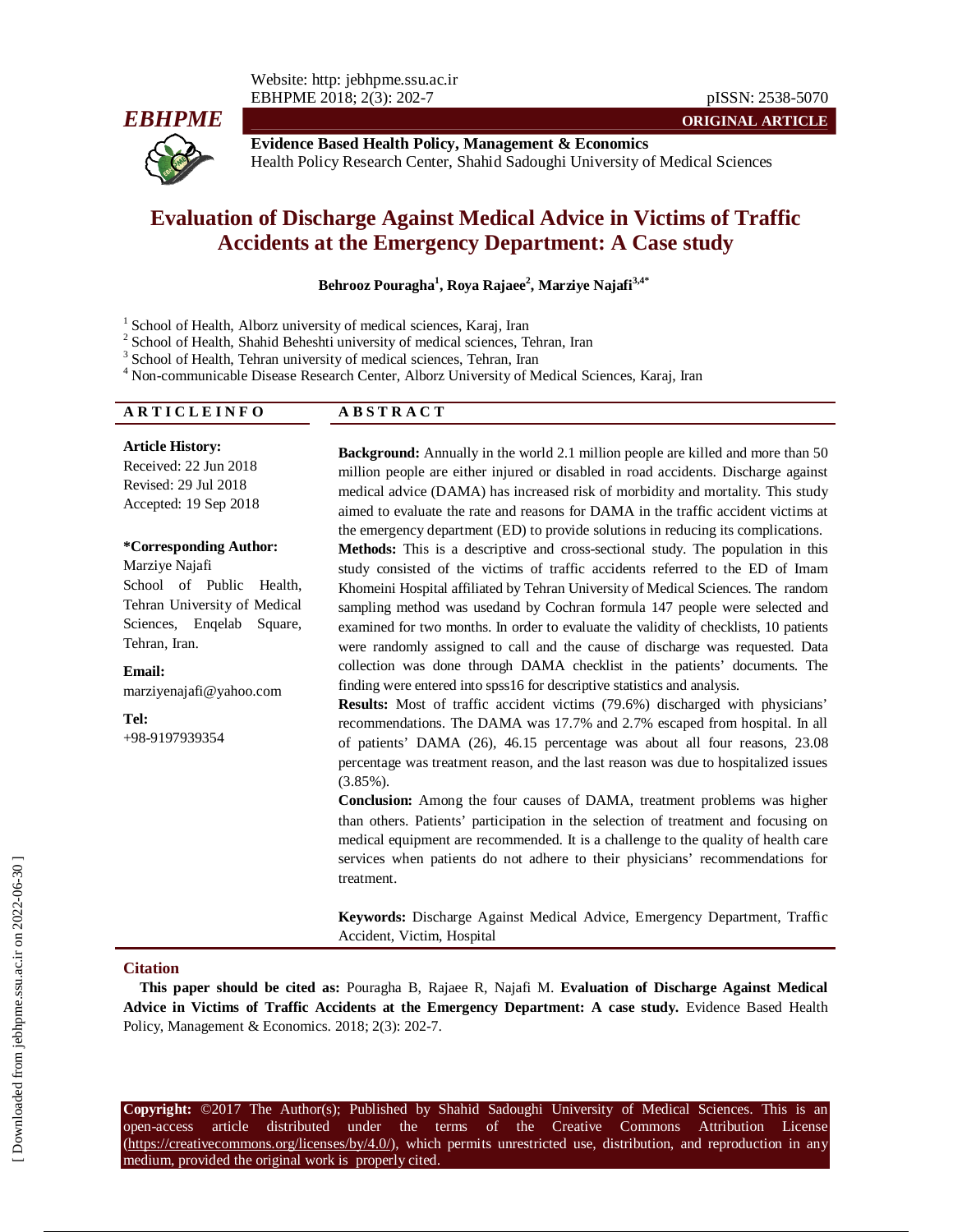**ORIGINAL ARTICLE**

**Evidence Based Health Policy, Management & Economics**
Health Policy Research Center, Shahid Sadoughi University of Medical Sciences

# Evaluation of Discharge Against Medical Advice in Victims of Traffic Accidents at the Emergency Department: A Case study

**Behrooz Pouragha[1], Roya Rajaee[2], Marziye Najafi[3,4*]**

[1] School of Health, Alborz university of medical sciences, Karaj, Iran
[2] School of Health, Shahid Beheshti university of medical sciences, Tehran, Iran
[3] School of Health, Tehran university of medical sciences, Tehran, Iran
[4] Non-communicable Disease Research Center, Alborz University of Medical Sciences, Karaj, Iran

## ARTICLE INFO

**Article History:**
Received: 22 Jun 2018
Revised: 29 Jul 2018
Accepted: 19 Sep 2018

**\*Corresponding Author:**
Marziye Najafi
School of Public Health, Tehran University of Medical Sciences, Enqelab Square, Tehran, Iran.

**Email:**
marziyenajafi@yahoo.com

**Tel:**
+98-9197939354

## ABSTRACT

**Background:** Annually in the world 2.1 million people are killed and more than 50 million people are either injured or disabled in road accidents. Discharge against medical advice (DAMA) has increased risk of morbidity and mortality. This study aimed to evaluate the rate and reasons for DAMA in the traffic accident victims at the emergency department (ED) to provide solutions in reducing its complications.

**Methods:** This is a descriptive and cross-sectional study. The population in this study consisted of the victims of traffic accidents referred to the ED of Imam Khomeini Hospital affiliated by Tehran University of Medical Sciences. The random sampling method was usedand by Cochran formula 147 people were selected and examined for two months. In order to evaluate the validity of checklists, 10 patients were randomly assigned to call and the cause of discharge was requested. Data collection was done through DAMA checklist in the patients' documents. The finding were entered into spss16 for descriptive statistics and analysis.

**Results:** Most of traffic accident victims (79.6%) discharged with physicians' recommendations. The DAMA was 17.7% and 2.7% escaped from hospital. In all of patients' DAMA (26), 46.15 percentage was about all four reasons, 23.08 percentage was treatment reason, and the last reason was due to hospitalized issues (3.85%).

**Conclusion:** Among the four causes of DAMA, treatment problems was higher than others. Patients' participation in the selection of treatment and focusing on medical equipment are recommended. It is a challenge to the quality of health care services when patients do not adhere to their physicians' recommendations for treatment.

**Keywords:** Discharge Against Medical Advice, Emergency Department, Traffic Accident, Victim, Hospital

## Citation

**This paper should be cited as:** Pouragha B, Rajaee R, Najafi M. **Evaluation of Discharge Against Medical Advice in Victims of Traffic Accidents at the Emergency Department: A case study.** Evidence Based Health Policy, Management & Economics. 2018; 2(3): 202-7.

**Copyright:** ©2017 The Author(s); Published by Shahid Sadoughi University of Medical Sciences. This is an open-access article distributed under the terms of the Creative Commons Attribution License (https://creativecommons.org/licenses/by/4.0/), which permits unrestricted use, distribution, and reproduction in any medium, provided the original work is properly cited.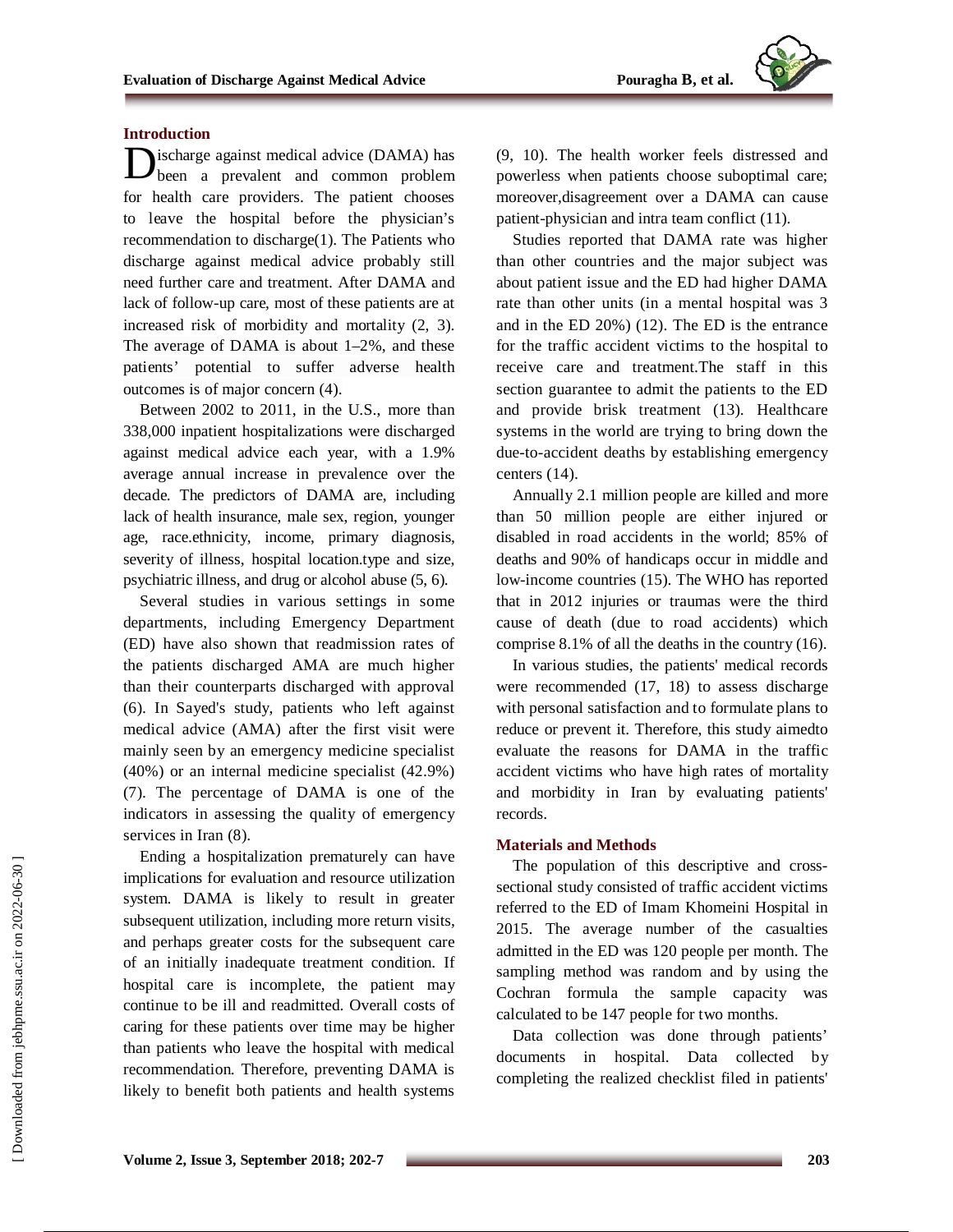## Introduction

Discharge against medical advice (DAMA) has been a prevalent and common problem for health care providers. The patient chooses to leave the hospital before the physician's recommendation to discharge(1). The Patients who discharge against medical advice probably still need further care and treatment. After DAMA and lack of follow-up care, most of these patients are at increased risk of morbidity and mortality (2, 3). The average of DAMA is about 1–2%, and these patients' potential to suffer adverse health outcomes is of major concern (4).

Between 2002 to 2011, in the U.S., more than 338,000 inpatient hospitalizations were discharged against medical advice each year, with a 1.9% average annual increase in prevalence over the decade. The predictors of DAMA are, including lack of health insurance, male sex, region, younger age, race.ethnicity, income, primary diagnosis, severity of illness, hospital location.type and size, psychiatric illness, and drug or alcohol abuse (5, 6).

Several studies in various settings in some departments, including Emergency Department (ED) have also shown that readmission rates of the patients discharged AMA are much higher than their counterparts discharged with approval (6). In Sayed's study, patients who left against medical advice (AMA) after the first visit were mainly seen by an emergency medicine specialist (40%) or an internal medicine specialist (42.9%) (7). The percentage of DAMA is one of the indicators in assessing the quality of emergency services in Iran (8).

Ending a hospitalization prematurely can have implications for evaluation and resource utilization system. DAMA is likely to result in greater subsequent utilization, including more return visits, and perhaps greater costs for the subsequent care of an initially inadequate treatment condition. If hospital care is incomplete, the patient may continue to be ill and readmitted. Overall costs of caring for these patients over time may be higher than patients who leave the hospital with medical recommendation. Therefore, preventing DAMA is likely to benefit both patients and health systems (9, 10). The health worker feels distressed and powerless when patients choose suboptimal care; moreover,disagreement over a DAMA can cause patient-physician and intra team conflict (11).

Studies reported that DAMA rate was higher than other countries and the major subject was about patient issue and the ED had higher DAMA rate than other units (in a mental hospital was 3 and in the ED 20%) (12). The ED is the entrance for the traffic accident victims to the hospital to receive care and treatment.The staff in this section guarantee to admit the patients to the ED and provide brisk treatment (13). Healthcare systems in the world are trying to bring down the due-to-accident deaths by establishing emergency centers (14).

Annually 2.1 million people are killed and more than 50 million people are either injured or disabled in road accidents in the world; 85% of deaths and 90% of handicaps occur in middle and low-income countries (15). The WHO has reported that in 2012 injuries or traumas were the third cause of death (due to road accidents) which comprise 8.1% of all the deaths in the country (16).

In various studies, the patients' medical records were recommended (17, 18) to assess discharge with personal satisfaction and to formulate plans to reduce or prevent it. Therefore, this study aimedto evaluate the reasons for DAMA in the traffic accident victims who have high rates of mortality and morbidity in Iran by evaluating patients' records.

## Materials and Methods

The population of this descriptive and cross-sectional study consisted of traffic accident victims referred to the ED of Imam Khomeini Hospital in 2015. The average number of the casualties admitted in the ED was 120 people per month. The sampling method was random and by using the Cochran formula the sample capacity was calculated to be 147 people for two months.

Data collection was done through patients' documents in hospital. Data collected by completing the realized checklist filed in patients'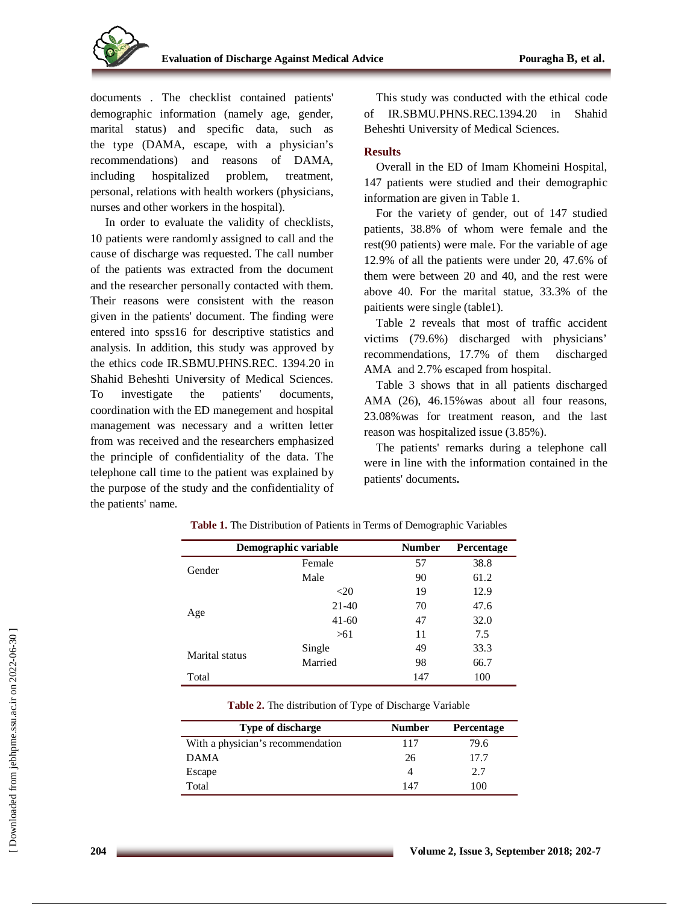documents . The checklist contained patients' demographic information (namely age, gender, marital status) and specific data, such as the type (DAMA, escape, with a physician's recommendations) and reasons of DAMA, including hospitalized problem, treatment, personal, relations with health workers (physicians, nurses and other workers in the hospital).

In order to evaluate the validity of checklists, 10 patients were randomly assigned to call and the cause of discharge was requested. The call number of the patients was extracted from the document and the researcher personally contacted with them. Their reasons were consistent with the reason given in the patients' document. The finding were entered into spss16 for descriptive statistics and analysis. In addition, this study was approved by the ethics code IR.SBMU.PHNS.REC. 1394.20 in Shahid Beheshti University of Medical Sciences. To investigate the patients' documents, coordination with the ED manegement and hospital management was necessary and a written letter from was received and the researchers emphasized the principle of confidentiality of the data. The telephone call time to the patient was explained by the purpose of the study and the confidentiality of the patients' name.

This study was conducted with the ethical code of IR.SBMU.PHNS.REC.1394.20 in Shahid Beheshti University of Medical Sciences.

## Results

Overall in the ED of Imam Khomeini Hospital, 147 patients were studied and their demographic information are given in Table 1.

For the variety of gender, out of 147 studied patients, 38.8% of whom were female and the rest(90 patients) were male. For the variable of age 12.9% of all the patients were under 20, 47.6% of them were between 20 and 40, and the rest were above 40. For the marital statue, 33.3% of the paitients were single (table1).

Table 2 reveals that most of traffic accident victims (79.6%) discharged with physicians' recommendations, 17.7% of them discharged AMA and 2.7% escaped from hospital.

Table 3 shows that in all patients discharged AMA (26), 46.15%was about all four reasons, 23.08%was for treatment reason, and the last reason was hospitalized issue (3.85%).

The patients' remarks during a telephone call were in line with the information contained in the patients' documents**.**

**Table 1.** The Distribution of Patients in Terms of Demographic Variables

| Demographic variable | | Number | Percentage |
|---|---|---|---|
| Gender | Female | 57 | 38.8 |
| | Male | 90 | 61.2 |
| Age | <20 | 19 | 12.9 |
| | 21-40 | 70 | 47.6 |
| | 41-60 | 47 | 32.0 |
| | >61 | 11 | 7.5 |
| Marital status | Single | 49 | 33.3 |
| | Married | 98 | 66.7 |
| Total | | 147 | 100 |

**Table 2.** The distribution of Type of Discharge Variable

| Type of discharge | Number | Percentage |
|---|---|---|
| With a physician's recommendation | 117 | 79.6 |
| DAMA | 26 | 17.7 |
| Escape | 4 | 2.7 |
| Total | 147 | 100 |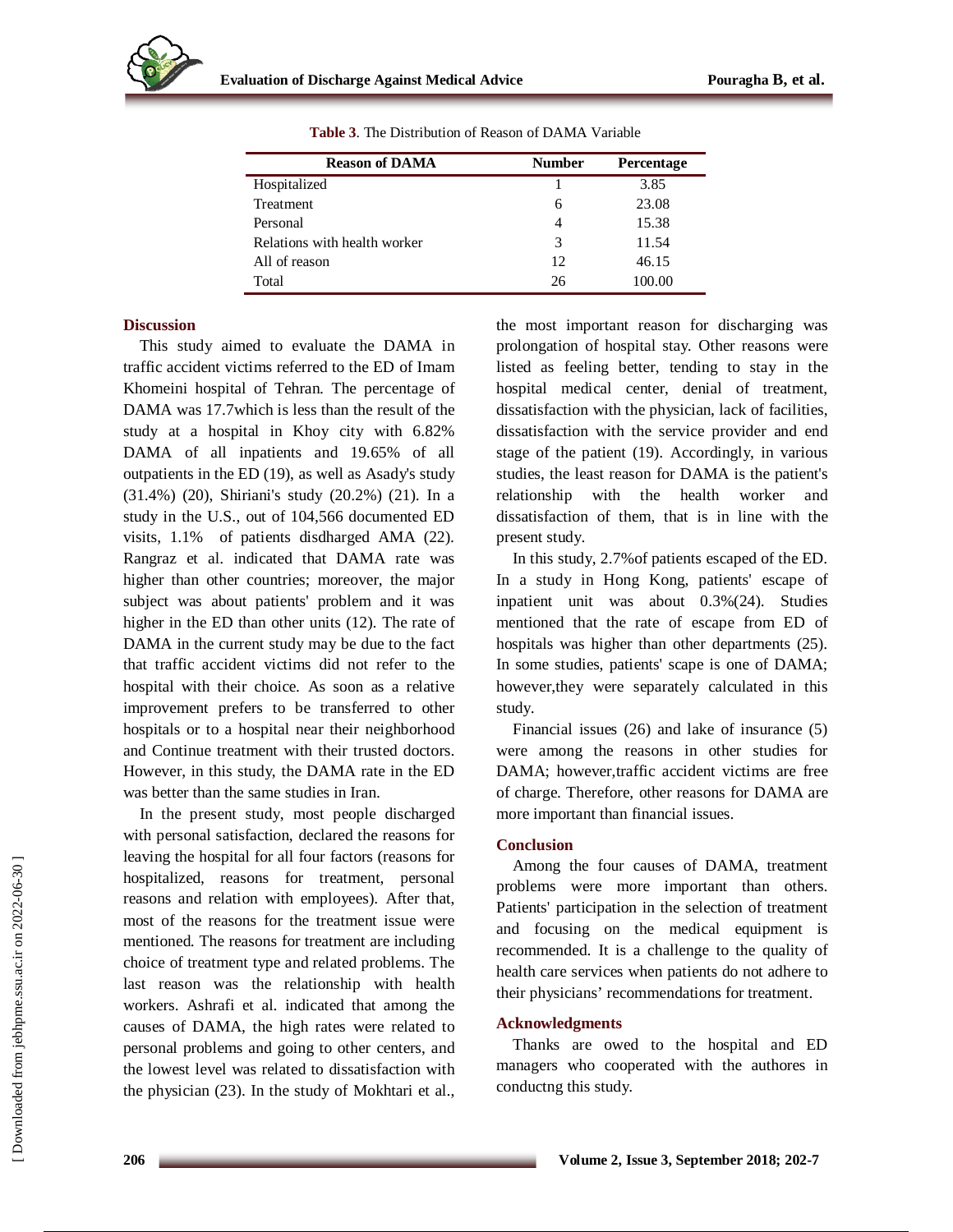**Table 3**. The Distribution of Reason of DAMA Variable

| Reason of DAMA | Number | Percentage |
|---|---|---|
| Hospitalized | 1 | 3.85 |
| Treatment | 6 | 23.08 |
| Personal | 4 | 15.38 |
| Relations with health worker | 3 | 11.54 |
| All of reason | 12 | 46.15 |
| Total | 26 | 100.00 |

## Discussion

This study aimed to evaluate the DAMA in traffic accident victims referred to the ED of Imam Khomeini hospital of Tehran. The percentage of DAMA was 17.7which is less than the result of the study at a hospital in Khoy city with 6.82% DAMA of all inpatients and 19.65% of all outpatients in the ED (19), as well as Asady's study (31.4%) (20), Shiriani's study (20.2%) (21). In a study in the U.S., out of 104,566 documented ED visits, 1.1% of patients disdharged AMA (22). Rangraz et al. indicated that DAMA rate was higher than other countries; moreover, the major subject was about patients' problem and it was higher in the ED than other units (12). The rate of DAMA in the current study may be due to the fact that traffic accident victims did not refer to the hospital with their choice. As soon as a relative improvement prefers to be transferred to other hospitals or to a hospital near their neighborhood and Continue treatment with their trusted doctors. However, in this study, the DAMA rate in the ED was better than the same studies in Iran.

In the present study, most people discharged with personal satisfaction, declared the reasons for leaving the hospital for all four factors (reasons for hospitalized, reasons for treatment, personal reasons and relation with employees). After that, most of the reasons for the treatment issue were mentioned. The reasons for treatment are including choice of treatment type and related problems. The last reason was the relationship with health workers. Ashrafi et al. indicated that among the causes of DAMA, the high rates were related to personal problems and going to other centers, and the lowest level was related to dissatisfaction with the physician (23). In the study of Mokhtari et al., the most important reason for discharging was prolongation of hospital stay. Other reasons were listed as feeling better, tending to stay in the hospital medical center, denial of treatment, dissatisfaction with the physician, lack of facilities, dissatisfaction with the service provider and end stage of the patient (19). Accordingly, in various studies, the least reason for DAMA is the patient's relationship with the health worker and dissatisfaction of them, that is in line with the present study.

In this study, 2.7%of patients escaped of the ED. In a study in Hong Kong, patients' escape of inpatient unit was about 0.3%(24). Studies mentioned that the rate of escape from ED of hospitals was higher than other departments (25). In some studies, patients' scape is one of DAMA; however,they were separately calculated in this study.

Financial issues (26) and lake of insurance (5) were among the reasons in other studies for DAMA; however,traffic accident victims are free of charge. Therefore, other reasons for DAMA are more important than financial issues.

## Conclusion

Among the four causes of DAMA, treatment problems were more important than others. Patients' participation in the selection of treatment and focusing on the medical equipment is recommended. It is a challenge to the quality of health care services when patients do not adhere to their physicians' recommendations for treatment.

## Acknowledgments

Thanks are owed to the hospital and ED managers who cooperated with the authores in conductng this study.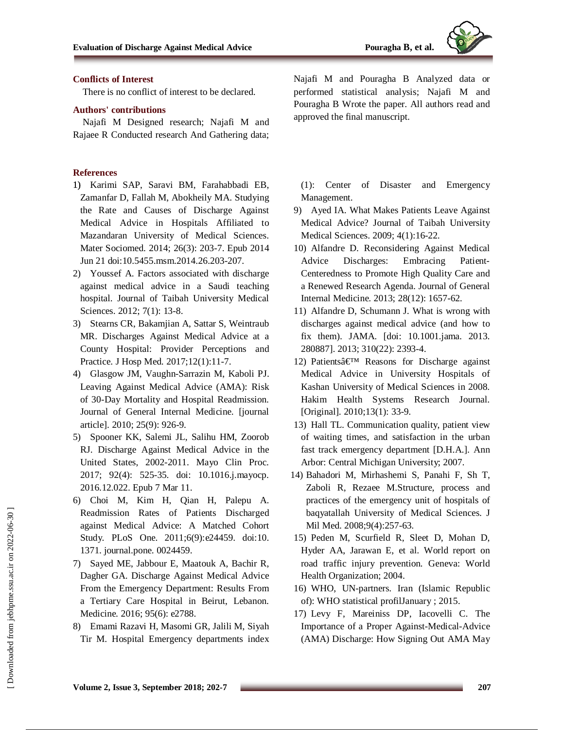## Conflicts of Interest

There is no conflict of interest to be declared.

## Authors' contributions

Najafi M Designed research; Najafi M and Rajaee R Conducted research And Gathering data; Najafi M and Pouragha B Analyzed data or performed statistical analysis; Najafi M and Pouragha B Wrote the paper. All authors read and approved the final manuscript.

## References

1) Karimi SAP, Saravi BM, Farahabbadi EB, Zamanfar D, Fallah M, Abokheily MA. Studying the Rate and Causes of Discharge Against Medical Advice in Hospitals Affiliated to Mazandaran University of Medical Sciences. Mater Sociomed. 2014; 26(3): 203-7. Epub 2014 Jun 21 doi:10.5455.msm.2014.26.203-207.
2) Youssef A. Factors associated with discharge against medical advice in a Saudi teaching hospital. Journal of Taibah University Medical Sciences. 2012; 7(1): 13-8.
3) Stearns CR, Bakamjian A, Sattar S, Weintraub MR. Discharges Against Medical Advice at a County Hospital: Provider Perceptions and Practice. J Hosp Med. 2017;12(1):11-7.
4) Glasgow JM, Vaughn-Sarrazin M, Kaboli PJ. Leaving Against Medical Advice (AMA): Risk of 30-Day Mortality and Hospital Readmission. Journal of General Internal Medicine. [journal article]. 2010; 25(9): 926-9.
5) Spooner KK, Salemi JL, Salihu HM, Zoorob RJ. Discharge Against Medical Advice in the United States, 2002-2011. Mayo Clin Proc. 2017; 92(4): 525-35. doi: 10.1016.j.mayocp. 2016.12.022. Epub 7 Mar 11.
6) Choi M, Kim H, Qian H, Palepu A. Readmission Rates of Patients Discharged against Medical Advice: A Matched Cohort Study. PLoS One. 2011;6(9):e24459. doi:10. 1371. journal.pone. 0024459.
7) Sayed ME, Jabbour E, Maatouk A, Bachir R, Dagher GA. Discharge Against Medical Advice From the Emergency Department: Results From a Tertiary Care Hospital in Beirut, Lebanon. Medicine. 2016; 95(6): e2788.
8) Emami Razavi H, Masomi GR, Jalili M, Siyah Tir M. Hospital Emergency departments index (1): Center of Disaster and Emergency Management.
9) Ayed IA. What Makes Patients Leave Against Medical Advice? Journal of Taibah University Medical Sciences. 2009; 4(1):16-22.
10) Alfandre D. Reconsidering Against Medical Advice Discharges: Embracing Patient-Centeredness to Promote High Quality Care and a Renewed Research Agenda. Journal of General Internal Medicine. 2013; 28(12): 1657-62.
11) Alfandre D, Schumann J. What is wrong with discharges against medical advice (and how to fix them). JAMA. [doi: 10.1001.jama. 2013. 280887]. 2013; 310(22): 2393-4.
12) Patientsâ€™ Reasons for Discharge against Medical Advice in University Hospitals of Kashan University of Medical Sciences in 2008. Hakim Health Systems Research Journal. [Original]. 2010;13(1): 33-9.
13) Hall TL. Communication quality, patient view of waiting times, and satisfaction in the urban fast track emergency department [D.H.A.]. Ann Arbor: Central Michigan University; 2007.
14) Bahadori M, Mirhashemi S, Panahi F, Sh T, Zaboli R, Rezaee M.Structure, process and practices of the emergency unit of hospitals of baqyatallah University of Medical Sciences. J Mil Med. 2008;9(4):257-63.
15) Peden M, Scurfield R, Sleet D, Mohan D, Hyder AA, Jarawan E, et al. World report on road traffic injury prevention. Geneva: World Health Organization; 2004.
16) WHO, UN-partners. Iran (Islamic Republic of): WHO statistical profilJanuary ; 2015.
17) Levy F, Mareiniss DP, Iacovelli C. The Importance of a Proper Against-Medical-Advice (AMA) Discharge: How Signing Out AMA May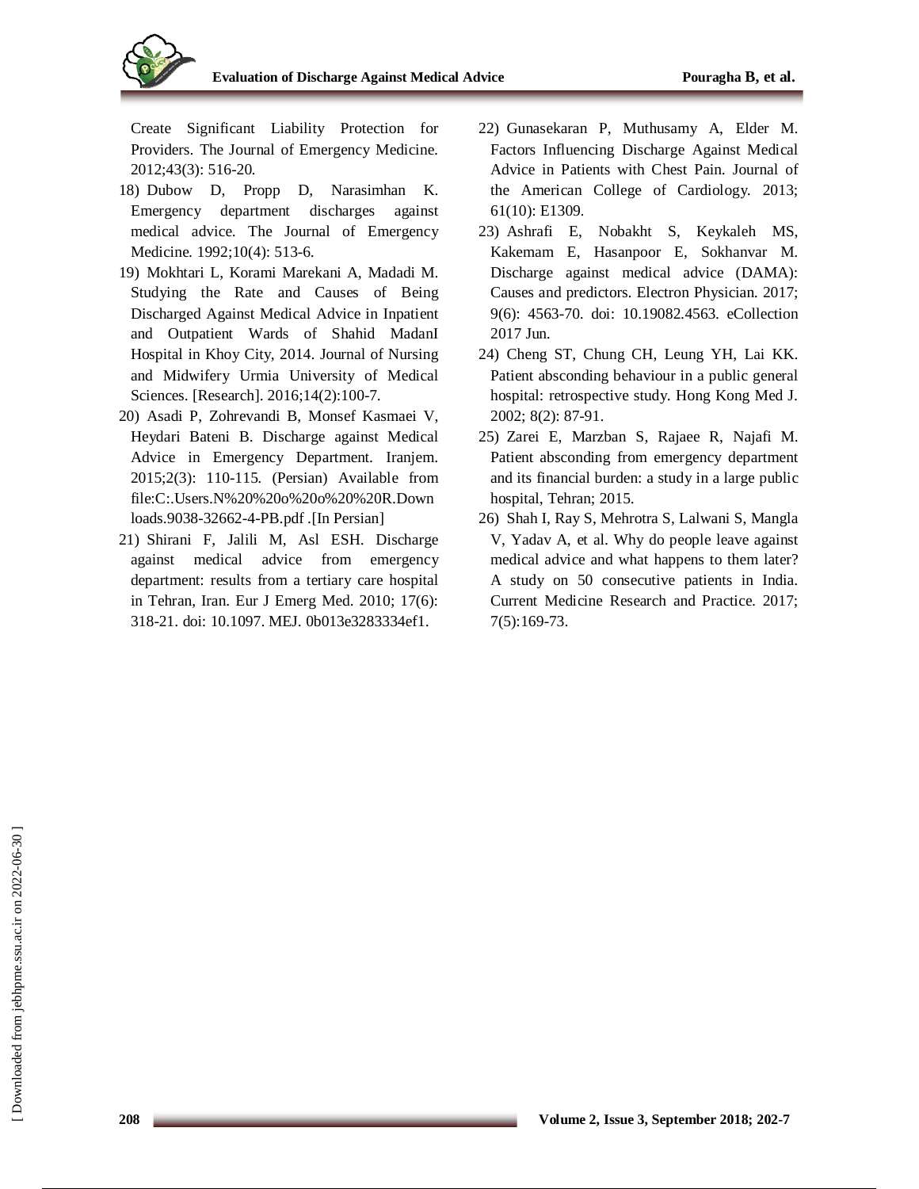Create Significant Liability Protection for Providers. The Journal of Emergency Medicine. 2012;43(3): 516-20.

18) Dubow D, Propp D, Narasimhan K. Emergency department discharges against medical advice. The Journal of Emergency Medicine. 1992;10(4): 513-6.

19) Mokhtari L, Korami Marekani A, Madadi M. Studying the Rate and Causes of Being Discharged Against Medical Advice in Inpatient and Outpatient Wards of Shahid MadanI Hospital in Khoy City, 2014. Journal of Nursing and Midwifery Urmia University of Medical Sciences. [Research]. 2016;14(2):100-7.

20) Asadi P, Zohrevandi B, Monsef Kasmaei V, Heydari Bateni B. Discharge against Medical Advice in Emergency Department. Iranjem. 2015;2(3): 110-115. (Persian) Available from file:C:.Users.N%20%20o%20o%20%20R.Downloads.9038-32662-4-PB.pdf .[In Persian]

21) Shirani F, Jalili M, Asl ESH. Discharge against medical advice from emergency department: results from a tertiary care hospital in Tehran, Iran. Eur J Emerg Med. 2010; 17(6): 318-21. doi: 10.1097. MEJ. 0b013e3283334ef1.

22) Gunasekaran P, Muthusamy A, Elder M. Factors Influencing Discharge Against Medical Advice in Patients with Chest Pain. Journal of the American College of Cardiology. 2013; 61(10): E1309.

23) Ashrafi E, Nobakht S, Keykaleh MS, Kakemam E, Hasanpoor E, Sokhanvar M. Discharge against medical advice (DAMA): Causes and predictors. Electron Physician. 2017; 9(6): 4563-70. doi: 10.19082.4563. eCollection 2017 Jun.

24) Cheng ST, Chung CH, Leung YH, Lai KK. Patient absconding behaviour in a public general hospital: retrospective study. Hong Kong Med J. 2002; 8(2): 87-91.

25) Zarei E, Marzban S, Rajaee R, Najafi M. Patient absconding from emergency department and its financial burden: a study in a large public hospital, Tehran; 2015.

26) Shah I, Ray S, Mehrotra S, Lalwani S, Mangla V, Yadav A, et al. Why do people leave against medical advice and what happens to them later? A study on 50 consecutive patients in India. Current Medicine Research and Practice. 2017; 7(5):169-73.